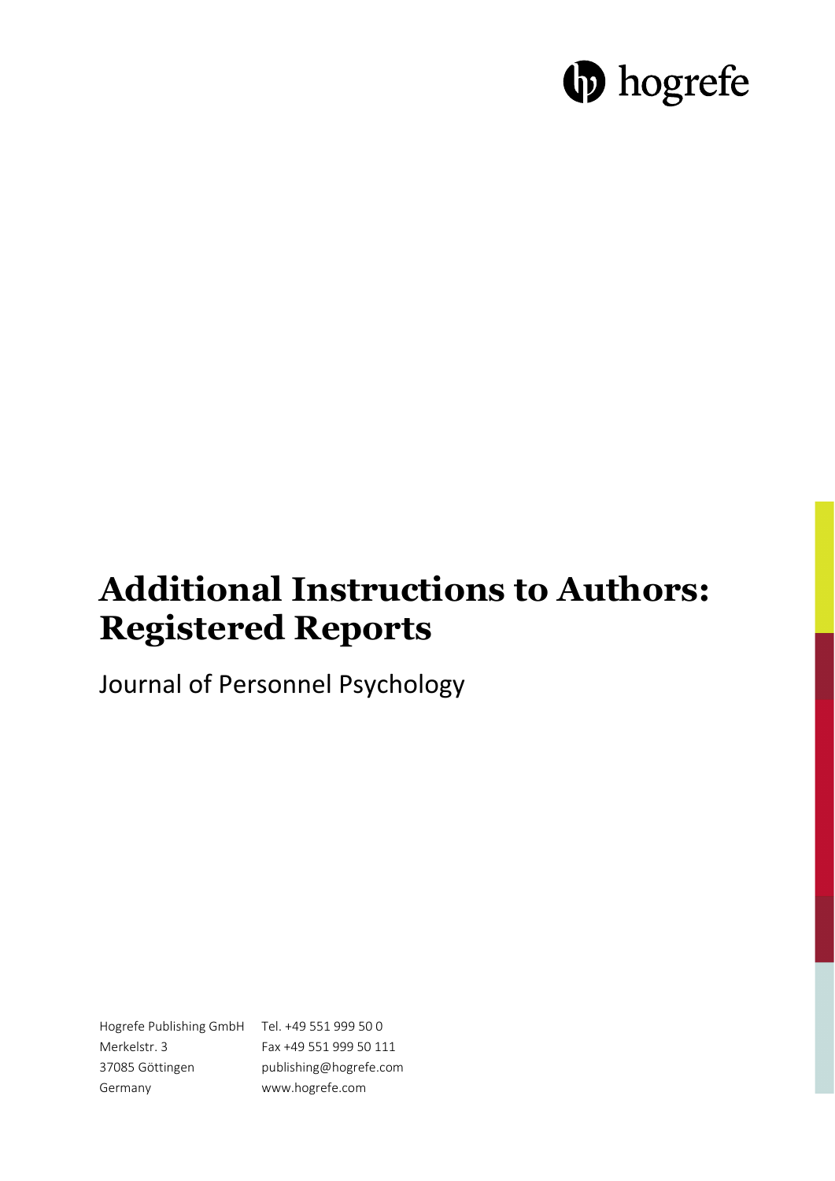hogrefe

# Additional Instructions to Authors: Registered Reports

Journal of Personnel Psychology

| | |
|---|---|
| Hogrefe Publishing GmbH | Tel. +49 551 999 50 0 |
| Merkelstr. 3 | Fax +49 551 999 50 111 |
| 37085 Göttingen | publishing@hogrefe.com |
| Germany | www.hogrefe.com |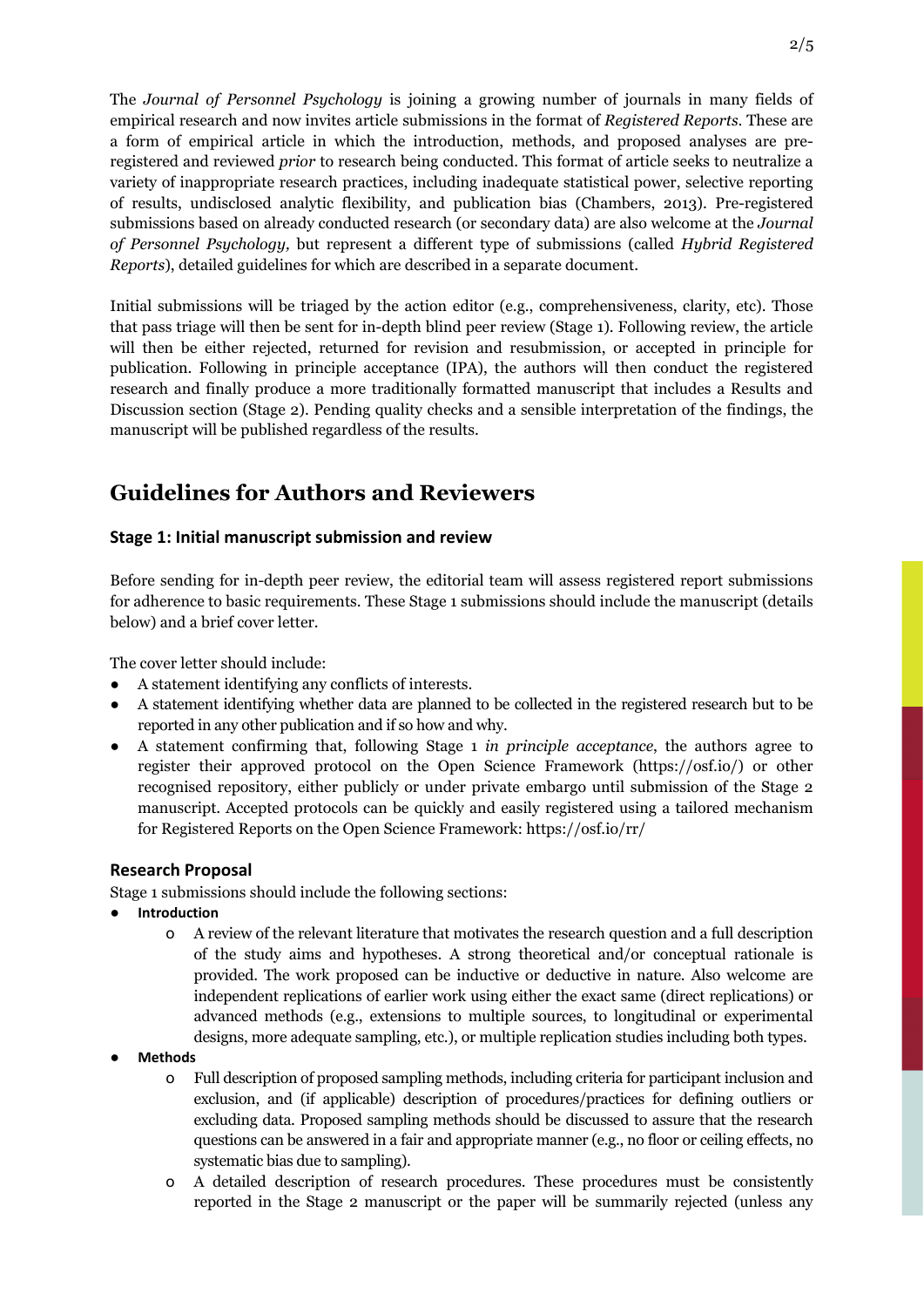The *Journal of Personnel Psychology* is joining a growing number of journals in many fields of empirical research and now invites article submissions in the format of *Registered Reports*. These are a form of empirical article in which the introduction, methods, and proposed analyses are pre-registered and reviewed *prior* to research being conducted. This format of article seeks to neutralize a variety of inappropriate research practices, including inadequate statistical power, selective reporting of results, undisclosed analytic flexibility, and publication bias (Chambers, 2013). Pre-registered submissions based on already conducted research (or secondary data) are also welcome at the *Journal of Personnel Psychology,* but represent a different type of submissions (called *Hybrid Registered Reports*), detailed guidelines for which are described in a separate document.

Initial submissions will be triaged by the action editor (e.g., comprehensiveness, clarity, etc). Those that pass triage will then be sent for in-depth blind peer review (Stage 1). Following review, the article will then be either rejected, returned for revision and resubmission, or accepted in principle for publication. Following in principle acceptance (IPA), the authors will then conduct the registered research and finally produce a more traditionally formatted manuscript that includes a Results and Discussion section (Stage 2). Pending quality checks and a sensible interpretation of the findings, the manuscript will be published regardless of the results.

# Guidelines for Authors and Reviewers

### Stage 1: Initial manuscript submission and review

Before sending for in-depth peer review, the editorial team will assess registered report submissions for adherence to basic requirements. These Stage 1 submissions should include the manuscript (details below) and a brief cover letter.

The cover letter should include:

- A statement identifying any conflicts of interests.
- A statement identifying whether data are planned to be collected in the registered research but to be reported in any other publication and if so how and why.
- A statement confirming that, following Stage 1 *in principle acceptance*, the authors agree to register their approved protocol on the Open Science Framework (https://osf.io/) or other recognised repository, either publicly or under private embargo until submission of the Stage 2 manuscript. Accepted protocols can be quickly and easily registered using a tailored mechanism for Registered Reports on the Open Science Framework: https://osf.io/rr/

### Research Proposal

Stage 1 submissions should include the following sections:

- **Introduction**
    - A review of the relevant literature that motivates the research question and a full description of the study aims and hypotheses. A strong theoretical and/or conceptual rationale is provided. The work proposed can be inductive or deductive in nature. Also welcome are independent replications of earlier work using either the exact same (direct replications) or advanced methods (e.g., extensions to multiple sources, to longitudinal or experimental designs, more adequate sampling, etc.), or multiple replication studies including both types.
- **Methods**
    - Full description of proposed sampling methods, including criteria for participant inclusion and exclusion, and (if applicable) description of procedures/practices for defining outliers or excluding data. Proposed sampling methods should be discussed to assure that the research questions can be answered in a fair and appropriate manner (e.g., no floor or ceiling effects, no systematic bias due to sampling).
    - A detailed description of research procedures. These procedures must be consistently reported in the Stage 2 manuscript or the paper will be summarily rejected (unless any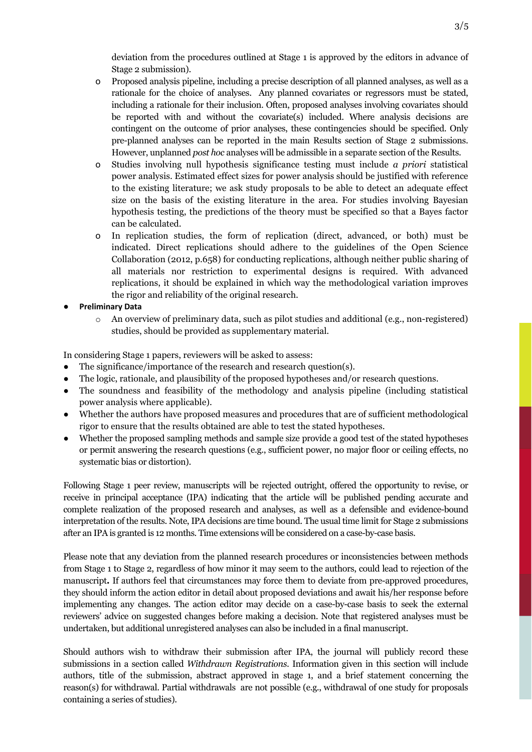deviation from the procedures outlined at Stage 1 is approved by the editors in advance of Stage 2 submission).

  - Proposed analysis pipeline, including a precise description of all planned analyses, as well as a rationale for the choice of analyses. Any planned covariates or regressors must be stated, including a rationale for their inclusion. Often, proposed analyses involving covariates should be reported with and without the covariate(s) included. Where analysis decisions are contingent on the outcome of prior analyses, these contingencies should be specified. Only pre-planned analyses can be reported in the main Results section of Stage 2 submissions. However, unplanned *post hoc* analyses will be admissible in a separate section of the Results.
  - Studies involving null hypothesis significance testing must include *a priori* statistical power analysis. Estimated effect sizes for power analysis should be justified with reference to the existing literature; we ask study proposals to be able to detect an adequate effect size on the basis of the existing literature in the area. For studies involving Bayesian hypothesis testing, the predictions of the theory must be specified so that a Bayes factor can be calculated.
  - In replication studies, the form of replication (direct, advanced, or both) must be indicated. Direct replications should adhere to the guidelines of the Open Science Collaboration (2012, p.658) for conducting replications, although neither public sharing of all materials nor restriction to experimental designs is required. With advanced replications, it should be explained in which way the methodological variation improves the rigor and reliability of the original research.

- **Preliminary Data**
  - An overview of preliminary data, such as pilot studies and additional (e.g., non-registered) studies, should be provided as supplementary material.

In considering Stage 1 papers, reviewers will be asked to assess:

- The significance/importance of the research and research question(s).
- The logic, rationale, and plausibility of the proposed hypotheses and/or research questions.
- The soundness and feasibility of the methodology and analysis pipeline (including statistical power analysis where applicable).
- Whether the authors have proposed measures and procedures that are of sufficient methodological rigor to ensure that the results obtained are able to test the stated hypotheses.
- Whether the proposed sampling methods and sample size provide a good test of the stated hypotheses or permit answering the research questions (e.g., sufficient power, no major floor or ceiling effects, no systematic bias or distortion).

Following Stage 1 peer review, manuscripts will be rejected outright, offered the opportunity to revise, or receive in principal acceptance (IPA) indicating that the article will be published pending accurate and complete realization of the proposed research and analyses, as well as a defensible and evidence-bound interpretation of the results. Note, IPA decisions are time bound. The usual time limit for Stage 2 submissions after an IPA is granted is 12 months. Time extensions will be considered on a case-by-case basis.

Please note that any deviation from the planned research procedures or inconsistencies between methods from Stage 1 to Stage 2, regardless of how minor it may seem to the authors, could lead to rejection of the manuscript**.** If authors feel that circumstances may force them to deviate from pre-approved procedures, they should inform the action editor in detail about proposed deviations and await his/her response before implementing any changes. The action editor may decide on a case-by-case basis to seek the external reviewers' advice on suggested changes before making a decision. Note that registered analyses must be undertaken, but additional unregistered analyses can also be included in a final manuscript.

Should authors wish to withdraw their submission after IPA, the journal will publicly record these submissions in a section called *Withdrawn Registrations*. Information given in this section will include authors, title of the submission, abstract approved in stage 1, and a brief statement concerning the reason(s) for withdrawal. Partial withdrawals are not possible (e.g., withdrawal of one study for proposals containing a series of studies).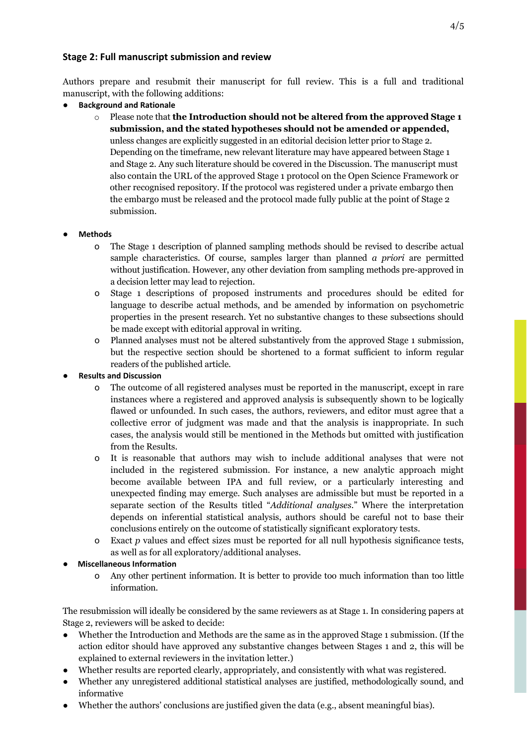## Stage 2: Full manuscript submission and review

Authors prepare and resubmit their manuscript for full review. This is a full and traditional manuscript, with the following additions:

- **Background and Rationale**
    - Please note that **the Introduction should not be altered from the approved Stage 1 submission, and the stated hypotheses should not be amended or appended,** unless changes are explicitly suggested in an editorial decision letter prior to Stage 2. Depending on the timeframe, new relevant literature may have appeared between Stage 1 and Stage 2. Any such literature should be covered in the Discussion. The manuscript must also contain the URL of the approved Stage 1 protocol on the Open Science Framework or other recognised repository. If the protocol was registered under a private embargo then the embargo must be released and the protocol made fully public at the point of Stage 2 submission.
- **Methods**
    - The Stage 1 description of planned sampling methods should be revised to describe actual sample characteristics. Of course, samples larger than planned *a priori* are permitted without justification. However, any other deviation from sampling methods pre-approved in a decision letter may lead to rejection.
    - Stage 1 descriptions of proposed instruments and procedures should be edited for language to describe actual methods, and be amended by information on psychometric properties in the present research. Yet no substantive changes to these subsections should be made except with editorial approval in writing.
    - Planned analyses must not be altered substantively from the approved Stage 1 submission, but the respective section should be shortened to a format sufficient to inform regular readers of the published article.
- **Results and Discussion**
    - The outcome of all registered analyses must be reported in the manuscript, except in rare instances where a registered and approved analysis is subsequently shown to be logically flawed or unfounded. In such cases, the authors, reviewers, and editor must agree that a collective error of judgment was made and that the analysis is inappropriate. In such cases, the analysis would still be mentioned in the Methods but omitted with justification from the Results.
    - It is reasonable that authors may wish to include additional analyses that were not included in the registered submission. For instance, a new analytic approach might become available between IPA and full review, or a particularly interesting and unexpected finding may emerge. Such analyses are admissible but must be reported in a separate section of the Results titled "*Additional analyses*." Where the interpretation depends on inferential statistical analysis, authors should be careful not to base their conclusions entirely on the outcome of statistically significant exploratory tests.
    - Exact *p* values and effect sizes must be reported for all null hypothesis significance tests, as well as for all exploratory/additional analyses.
- **Miscellaneous Information**
    - Any other pertinent information. It is better to provide too much information than too little information.

The resubmission will ideally be considered by the same reviewers as at Stage 1. In considering papers at Stage 2, reviewers will be asked to decide:

- Whether the Introduction and Methods are the same as in the approved Stage 1 submission. (If the action editor should have approved any substantive changes between Stages 1 and 2, this will be explained to external reviewers in the invitation letter.)
- Whether results are reported clearly, appropriately, and consistently with what was registered.
- Whether any unregistered additional statistical analyses are justified, methodologically sound, and informative
- Whether the authors' conclusions are justified given the data (e.g., absent meaningful bias).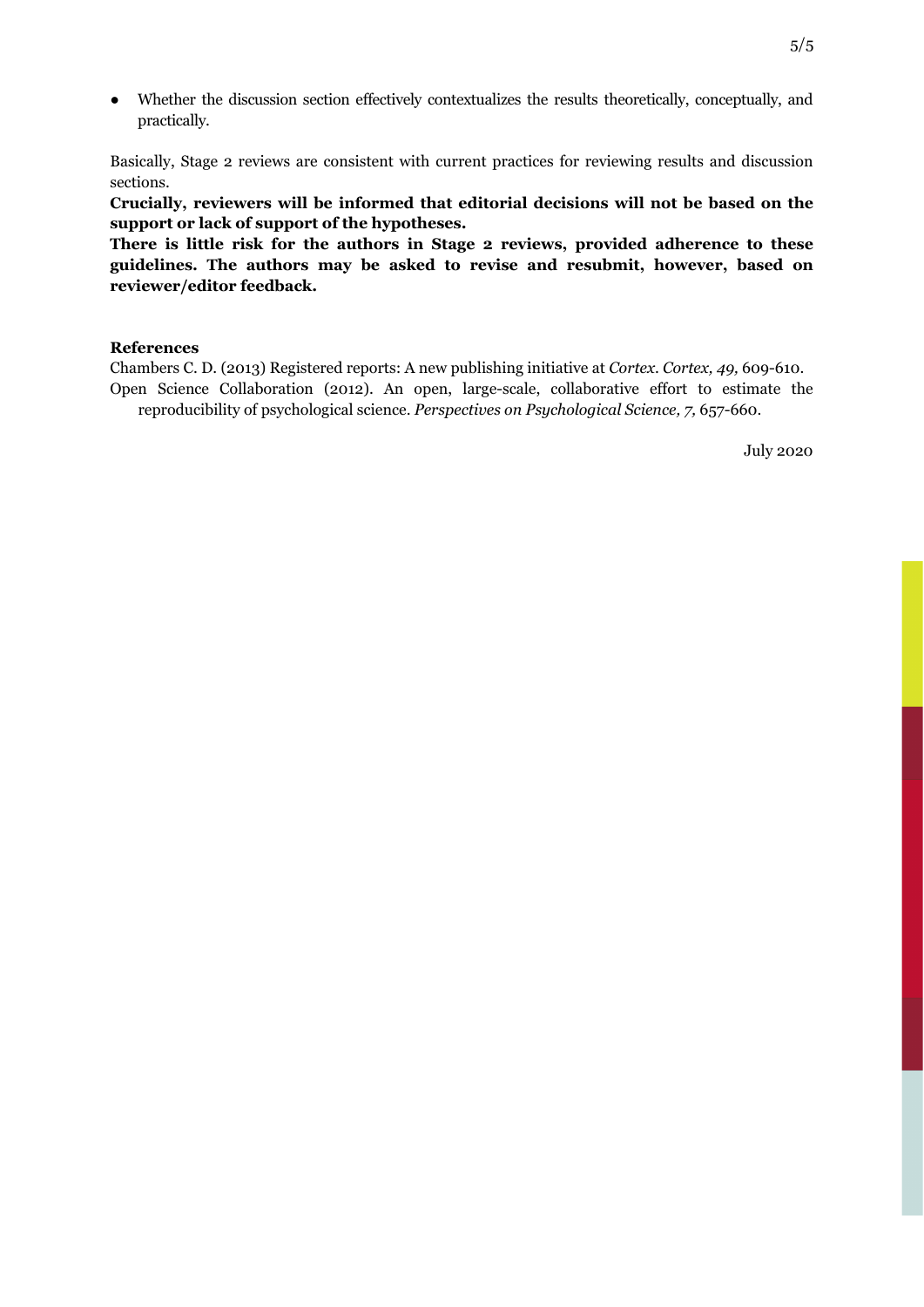- Whether the discussion section effectively contextualizes the results theoretically, conceptually, and practically.

Basically, Stage 2 reviews are consistent with current practices for reviewing results and discussion sections.

**Crucially, reviewers will be informed that editorial decisions will not be based on the support or lack of support of the hypotheses.**

**There is little risk for the authors in Stage 2 reviews, provided adherence to these guidelines. The authors may be asked to revise and resubmit, however, based on reviewer/editor feedback.**

**References**

Chambers C. D. (2013) Registered reports: A new publishing initiative at *Cortex*. *Cortex, 49,* 609-610.

Open Science Collaboration (2012). An open, large-scale, collaborative effort to estimate the reproducibility of psychological science. *Perspectives on Psychological Science, 7,* 657-660.

July 2020